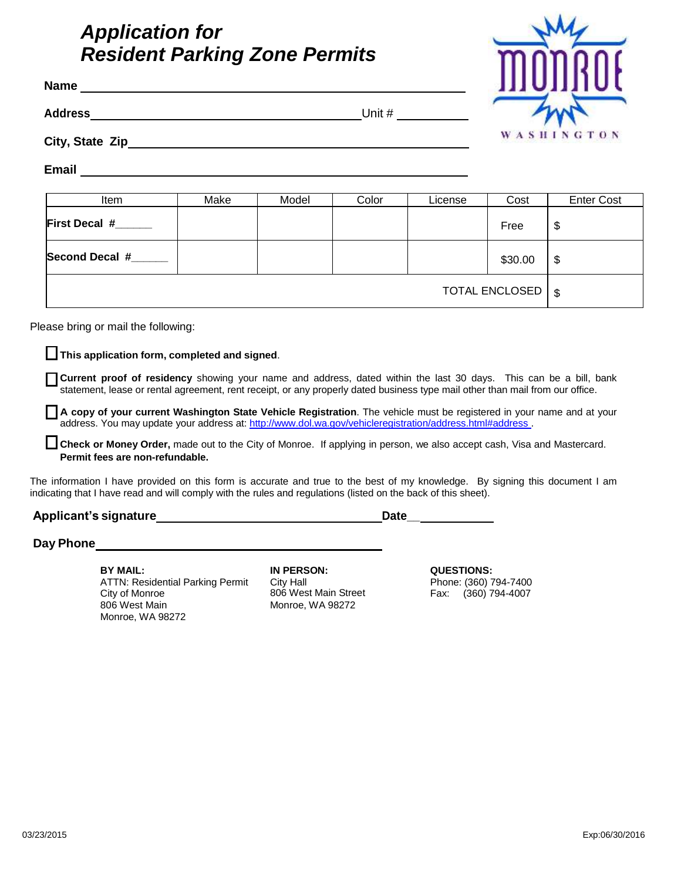# *Application for Resident Parking Zone Permits*

MONROE WASHINGTON

**Name** ______________________________________________

**Address** ______________________________________ Unit # __________

**City, State Zip** ______________________________________________

**Email** ______________________________________________

| Item | Make | Model | Color | License | Cost | Enter Cost |
|---|---|---|---|---|---|---|
| **First Decal #______** | | | | | Free | $ |
| **Second Decal #______** | | | | | $30.00 | $ |
| | | | | | TOTAL ENCLOSED | $ |

Please bring or mail the following:

- ☐ **This application form, completed and signed**.
- ☐ **Current proof of residency** showing your name and address, dated within the last 30 days. This can be a bill, bank statement, lease or rental agreement, rent receipt, or any properly dated business type mail other than mail from our office.
- ☐ **A copy of your current Washington State Vehicle Registration**. The vehicle must be registered in your name and at your address. You may update your address at: http://www.dol.wa.gov/vehicleregistration/address.html#address .
- ☐ **Check or Money Order,** made out to the City of Monroe. If applying in person, we also accept cash, Visa and Mastercard. **Permit fees are non-refundable.**

The information I have provided on this form is accurate and true to the best of my knowledge. By signing this document I am indicating that I have read and will comply with the rules and regulations (listed on the back of this sheet).

**Applicant's signature** ______________________________ **Date** __________

**Day Phone** ______________________________

**BY MAIL:**
ATTN: Residential Parking Permit
City of Monroe
806 West Main
Monroe, WA 98272

**IN PERSON:**
City Hall
806 West Main Street
Monroe, WA 98272

**QUESTIONS:**
Phone: (360) 794-7400
Fax: (360) 794-4007

03/23/2015

Exp:06/30/2016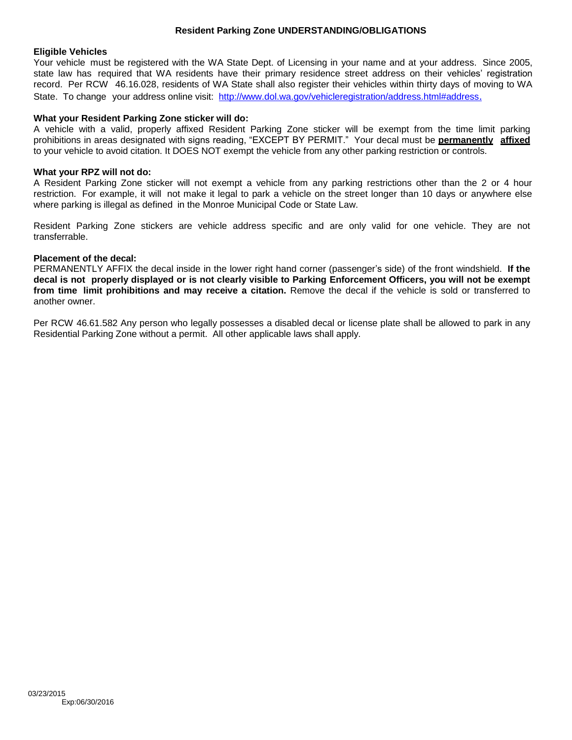## Resident Parking Zone UNDERSTANDING/OBLIGATIONS

**Eligible Vehicles**

Your vehicle must be registered with the WA State Dept. of Licensing in your name and at your address. Since 2005, state law has required that WA residents have their primary residence street address on their vehicles' registration record. Per RCW 46.16.028, residents of WA State shall also register their vehicles within thirty days of moving to WA State. To change your address online visit: [http://www.dol.wa.gov/vehicleregistration/address.html#address](http://www.dol.wa.gov/vehicleregistration/address.html#address).

**What your Resident Parking Zone sticker will do:**

A vehicle with a valid, properly affixed Resident Parking Zone sticker will be exempt from the time limit parking prohibitions in areas designated with signs reading, "EXCEPT BY PERMIT." Your decal must be **permanently affixed** to your vehicle to avoid citation. It DOES NOT exempt the vehicle from any other parking restriction or controls.

**What your RPZ will not do:**

A Resident Parking Zone sticker will not exempt a vehicle from any parking restrictions other than the 2 or 4 hour restriction. For example, it will not make it legal to park a vehicle on the street longer than 10 days or anywhere else where parking is illegal as defined in the Monroe Municipal Code or State Law.

Resident Parking Zone stickers are vehicle address specific and are only valid for one vehicle. They are not transferrable.

**Placement of the decal:**

PERMANENTLY AFFIX the decal inside in the lower right hand corner (passenger's side) of the front windshield. **If the decal is not properly displayed or is not clearly visible to Parking Enforcement Officers, you will not be exempt from time limit prohibitions and may receive a citation.** Remove the decal if the vehicle is sold or transferred to another owner.

Per RCW 46.61.582 Any person who legally possesses a disabled decal or license plate shall be allowed to park in any Residential Parking Zone without a permit. All other applicable laws shall apply.

03/23/2015
Exp:06/30/2016